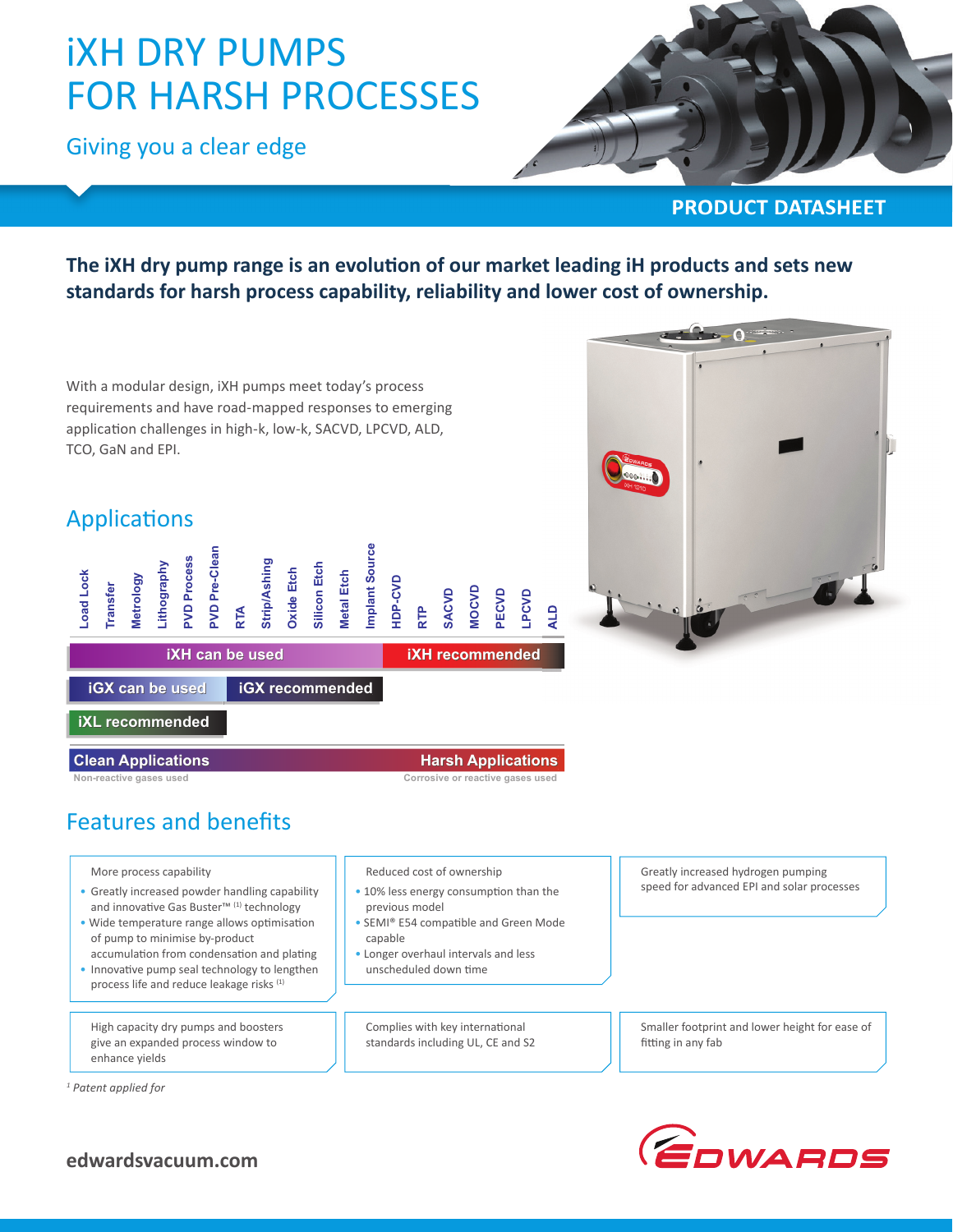# iXH DRY PUMPS FOR HARSH PROCESSES

## Giving you a clear edge

PRODUCT DATASHEET

**The iXH dry pump range is an evolution of our market leading iH products and sets new standards for harsh process capability, reliability and lower cost of ownership.**

With a modular design, iXH pumps meet today's process requirements and have road-mapped responses to emerging application challenges in high-k, low-k, SACVD, LPCVD, ALD, TCO, GaN and EPI.

## Applications

Load Lock, Transfer, Metrology, Lithography, PVD Process, PVD Pre-Clean, RTA, Strip/Ashing, Oxide Etch, Silicon Etch, Metal Etch, Implant Source, HDP-CVD, RTP, SACVD, MOCVD, PECVD, LPCVD, ALD

- **iXH can be used**: Load Lock to Implant Source
- **iXH recommended**: HDP-CVD to ALD
- **iGX can be used**: Load Lock to Lithography
- **iGX recommended**: PVD Process to Implant Source
- **iXL recommended**: Load Lock to PVD Process

**Clean Applications** – Non-reactive gases used → **Harsh Applications** – Corrosive or reactive gases used

## Features and benefits

**More process capability**

- Greatly increased powder handling capability and innovative Gas Buster™ [1] technology
- Wide temperature range allows optimisation of pump to minimise by-product accumulation from condensation and plating
- Innovative pump seal technology to lengthen process life and reduce leakage risks [1]

**Reduced cost of ownership**

- 10% less energy consumption than the previous model
- SEMI® E54 compatible and Green Mode capable
- Longer overhaul intervals and less unscheduled down time

Greatly increased hydrogen pumping speed for advanced EPI and solar processes

High capacity dry pumps and boosters give an expanded process window to enhance yields

Complies with key international standards including UL, CE and S2

Smaller footprint and lower height for ease of fitting in any fab

*[1] Patent applied for*

edwardsvacuum.com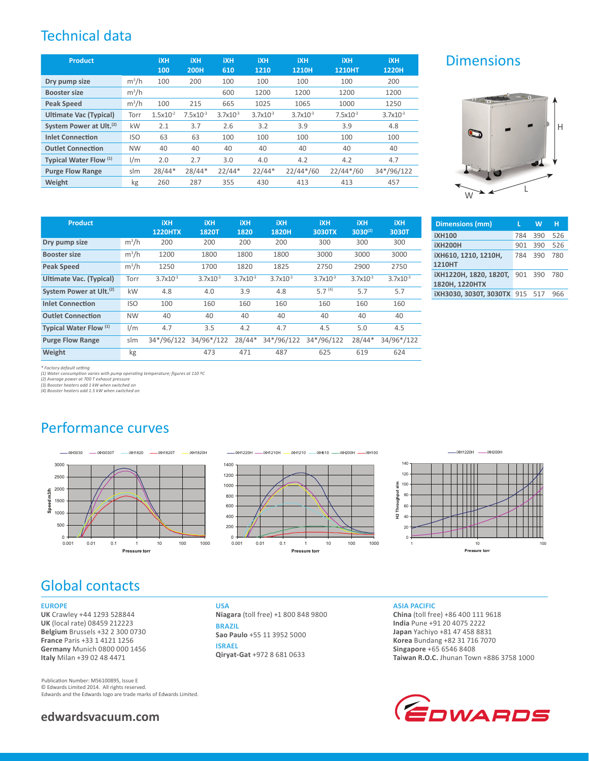# Technical data

| Product | | iXH 100 | iXH 200H | iXH 610 | iXH 1210 | iXH 1210H | iXH 1210HT | iXH 1220H |
|---|---|---|---|---|---|---|---|---|
| Dry pump size | $m^3/h$ | 100 | 200 | 100 | 100 | 100 | 100 | 200 |
| Booster size | $m^3/h$ | | | 600 | 1200 | 1200 | 1200 | 1200 |
| Peak Speed | $m^3/h$ | 100 | 215 | 665 | 1025 | 1065 | 1000 | 1250 |
| Ultimate Vac (Typical) | Torr | $1.5x10^{-2}$ | $7.5x10^{-3}$ | $3.7x10^{-3}$ | $3.7x10^{-3}$ | $3.7x10^{-3}$ | $7.5x10^{-3}$ | $3.7x10^{-3}$ |
| System Power at Ult.(2) | kW | 2.1 | 3.7 | 2.6 | 3.2 | 3.9 | 3.9 | 4.8 |
| Inlet Connection | ISO | 63 | 63 | 100 | 100 | 100 | 100 | 100 |
| Outlet Connection | NW | 40 | 40 | 40 | 40 | 40 | 40 | 40 |
| Typical Water Flow (1) | l/m | 2.0 | 2.7 | 3.0 | 4.0 | 4.2 | 4.2 | 4.7 |
| Purge Flow Range | slm | 28/44* | 28/44* | 22/44* | 22/44* | 22/44*/60 | 22/44*/60 | 34*/96/122 |
| Weight | kg | 260 | 287 | 355 | 430 | 413 | 413 | 457 |

| Product | | iXH 1220HTX | iXH 1820T | iXH 1820 | iXH 1820H | iXH 3030TX | iXH 3030(2) | iXH 3030T |
|---|---|---|---|---|---|---|---|---|
| Dry pump size | $m^3/h$ | 200 | 200 | 200 | 200 | 300 | 300 | 300 |
| Booster size | $m^3/h$ | 1200 | 1800 | 1800 | 1800 | 3000 | 3000 | 3000 |
| Peak Speed | $m^3/h$ | 1250 | 1700 | 1820 | 1825 | 2750 | 2900 | 2750 |
| Ultimate Vac. (Typical) | Torr | $3.7x10^{-3}$ | $3.7x10^{-3}$ | $3.7x10^{-3}$ | $3.7x10^{-3}$ | $3.7x10^{-3}$ | $3.7x10^{-3}$ | $3.7x10^{-3}$ |
| System Power at Ult.(2) | kW | 4.8 | 4.0 | 3.9 | 4.8 | 5.7 (4) | 5.7 | 5.7 |
| Inlet Connection | ISO | 100 | 160 | 160 | 160 | 160 | 160 | 160 |
| Outlet Connection | NW | 40 | 40 | 40 | 40 | 40 | 40 | 40 |
| Typical Water Flow (1) | l/m | 4.7 | 3.5 | 4.2 | 4.7 | 4.5 | 5.0 | 4.5 |
| Purge Flow Range | slm | 34*/96/122 | 34/96*/122 | 28/44* | 34*/96/122 | 34*/96/122 | 28/44* | 34/96*/122 |
| Weight | kg | | 473 | 471 | 487 | 625 | 619 | 624 |

\* Factory default setting
(1) Water consumption varies with pump operating temperature; figures at 110 ºC
(2) Average power at 700 T exhaust pressure
(3) Booster heaters add 1 kW when switched on
(4) Booster heaters add 1.5 kW when switched on

# Dimensions

H
W
L

| Dimensions (mm) | L | W | H |
|---|---|---|---|
| iXH100 | 784 | 390 | 526 |
| iXH200H | 901 | 390 | 526 |
| iXH610, 1210, 1210H, 1210HT | 784 | 390 | 780 |
| iXH1220H, 1820, 1820T, 1820H, 1220HTX | 901 | 390 | 780 |
| iXH3030, 3030T, 3030TX | 915 | 517 | 966 |

# Performance curves

iXH3030 — iXH3030T — iXH1820 — iXH1820T — iXH1820H

Speed m3/h

3000
2500
2000
1500
1000
500
0

0.001 0.01 0.1 1 10 100 1000

Pressure torr

iXH1220H — iXH1210H — iXH1210 — iXH610 — iXH200H — iXH100

1400
1200
1000
800
600
400
200
0

0.001 0.01 0.1 1 10 100 1000

Pressure torr

iXH1220H — iXH200H

H2 Throughput slm

140
120
100
80
60
40
20
0

1 10 100

Pressure torr

# Global contacts

**EUROPE**
**UK** Crawley +44 1293 528844
**UK** (local rate) 08459 212223
**Belgium** Brussels +32 2 300 0730
**France** Paris +33 1 4121 1256
**Germany** Munich 0800 000 1456
**Italy** Milan +39 02 48 4471

**USA**
**Niagara** (toll free) +1 800 848 9800

**BRAZIL**
**Sao Paulo** +55 11 3952 5000

**ISRAEL**
**Qiryat-Gat** +972 8 681 0633

**ASIA PACIFIC**
**China** (toll free) +86 400 111 9618
**India** Pune +91 20 4075 2222
**Japan** Yachiyo +81 47 458 8831
**Korea** Bundang +82 31 716 7070
**Singapore** +65 6546 8408
**Taiwan R.O.C.** Jhunan Town +886 3758 1000

Publication Number: M56100895, Issue E
© Edwards Limited 2014. All rights reserved.
Edwards and the Edwards logo are trade marks of Edwards Limited.

**edwardsvacuum.com**

EDWARDS